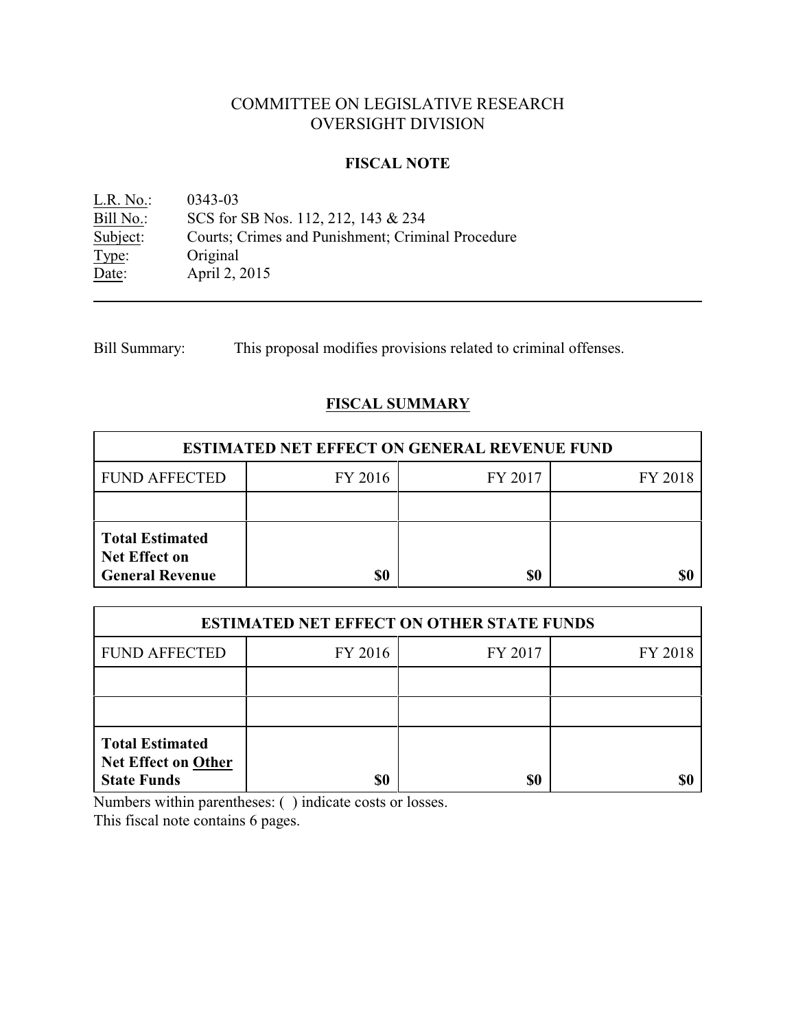# COMMITTEE ON LEGISLATIVE RESEARCH
# OVERSIGHT DIVISION

## FISCAL NOTE

L.R. No.: 0343-03
Bill No.: SCS for SB Nos. 112, 212, 143 & 234
Subject: Courts; Crimes and Punishment; Criminal Procedure
Type: Original
Date: April 2, 2015

---

Bill Summary: This proposal modifies provisions related to criminal offenses.

## FISCAL SUMMARY

| ESTIMATED NET EFFECT ON GENERAL REVENUE FUND | | | |
|---|---|---|---|
| FUND AFFECTED | FY 2016 | FY 2017 | FY 2018 |
| | | | |
| **Total Estimated Net Effect on General Revenue** | **$0** | **$0** | **$0** |

| ESTIMATED NET EFFECT ON OTHER STATE FUNDS | | | |
|---|---|---|---|
| FUND AFFECTED | FY 2016 | FY 2017 | FY 2018 |
| | | | |
| | | | |
| **Total Estimated Net Effect on Other State Funds** | **$0** | **$0** | **$0** |

Numbers within parentheses: ( ) indicate costs or losses.
This fiscal note contains 6 pages.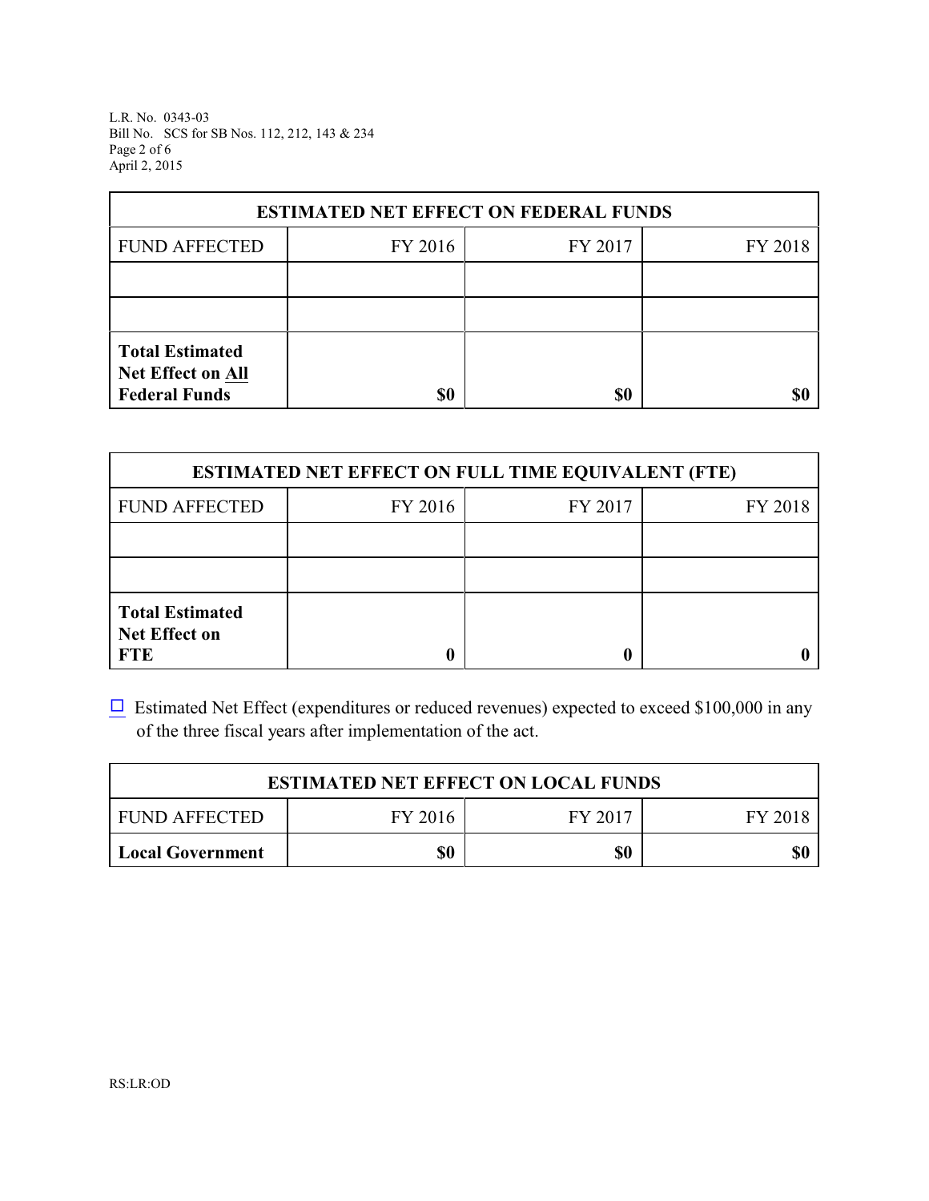| ESTIMATED NET EFFECT ON FEDERAL FUNDS | | | |
|---|---|---|---|
| FUND AFFECTED | FY 2016 | FY 2017 | FY 2018 |
| | | | |
| | | | |
| **Total Estimated Net Effect on All Federal Funds** | **$0** | **$0** | **$0** |

| ESTIMATED NET EFFECT ON FULL TIME EQUIVALENT (FTE) | | | |
|---|---|---|---|
| FUND AFFECTED | FY 2016 | FY 2017 | FY 2018 |
| | | | |
| | | | |
| **Total Estimated Net Effect on FTE** | **0** | **0** | **0** |

☐ Estimated Net Effect (expenditures or reduced revenues) expected to exceed $100,000 in any of the three fiscal years after implementation of the act.

| ESTIMATED NET EFFECT ON LOCAL FUNDS | | | |
|---|---|---|---|
| FUND AFFECTED | FY 2016 | FY 2017 | FY 2018 |
| **Local Government** | **$0** | **$0** | **$0** |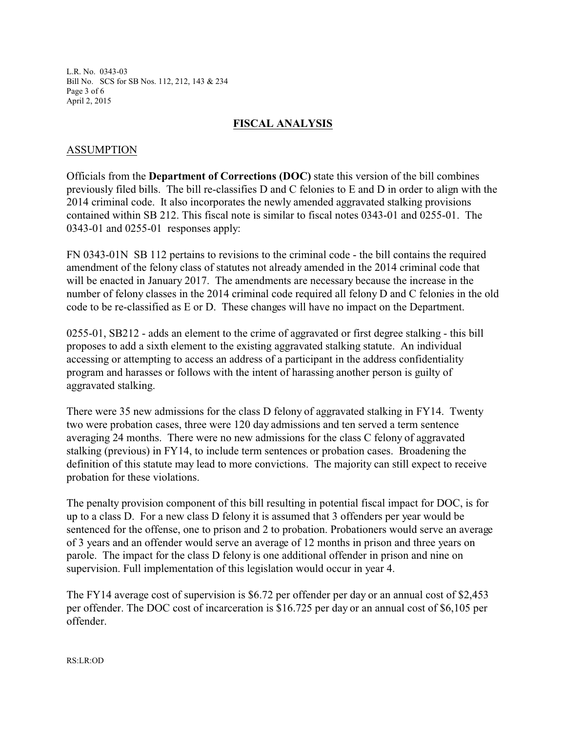## FISCAL ANALYSIS

### ASSUMPTION

Officials from the **Department of Corrections (DOC)** state this version of the bill combines previously filed bills. The bill re-classifies D and C felonies to E and D in order to align with the 2014 criminal code. It also incorporates the newly amended aggravated stalking provisions contained within SB 212. This fiscal note is similar to fiscal notes 0343-01 and 0255-01. The 0343-01 and 0255-01 responses apply:

FN 0343-01N SB 112 pertains to revisions to the criminal code - the bill contains the required amendment of the felony class of statutes not already amended in the 2014 criminal code that will be enacted in January 2017. The amendments are necessary because the increase in the number of felony classes in the 2014 criminal code required all felony D and C felonies in the old code to be re-classified as E or D. These changes will have no impact on the Department.

0255-01, SB212 - adds an element to the crime of aggravated or first degree stalking - this bill proposes to add a sixth element to the existing aggravated stalking statute. An individual accessing or attempting to access an address of a participant in the address confidentiality program and harasses or follows with the intent of harassing another person is guilty of aggravated stalking.

There were 35 new admissions for the class D felony of aggravated stalking in FY14. Twenty two were probation cases, three were 120 day admissions and ten served a term sentence averaging 24 months. There were no new admissions for the class C felony of aggravated stalking (previous) in FY14, to include term sentences or probation cases. Broadening the definition of this statute may lead to more convictions. The majority can still expect to receive probation for these violations.

The penalty provision component of this bill resulting in potential fiscal impact for DOC, is for up to a class D. For a new class D felony it is assumed that 3 offenders per year would be sentenced for the offense, one to prison and 2 to probation. Probationers would serve an average of 3 years and an offender would serve an average of 12 months in prison and three years on parole. The impact for the class D felony is one additional offender in prison and nine on supervision. Full implementation of this legislation would occur in year 4.

The FY14 average cost of supervision is $6.72 per offender per day or an annual cost of $2,453 per offender. The DOC cost of incarceration is $16.725 per day or an annual cost of $6,105 per offender.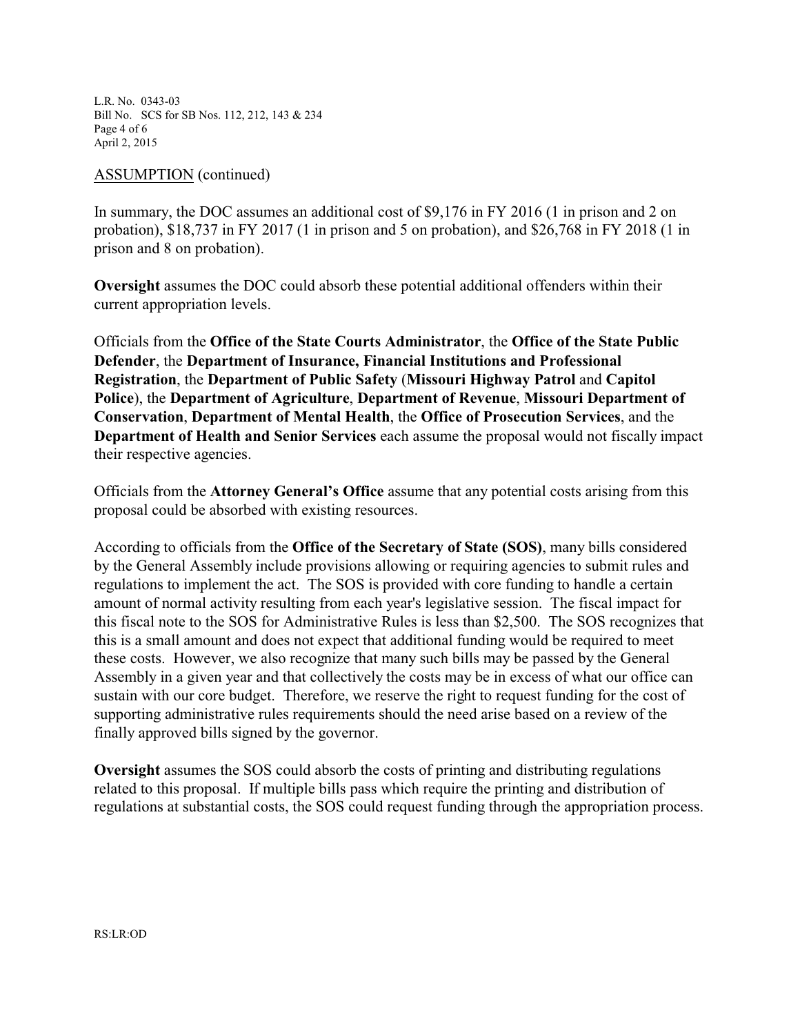ASSUMPTION (continued)

In summary, the DOC assumes an additional cost of $9,176 in FY 2016 (1 in prison and 2 on probation), $18,737 in FY 2017 (1 in prison and 5 on probation), and $26,768 in FY 2018 (1 in prison and 8 on probation).

**Oversight** assumes the DOC could absorb these potential additional offenders within their current appropriation levels.

Officials from the **Office of the State Courts Administrator**, the **Office of the State Public Defender**, the **Department of Insurance, Financial Institutions and Professional Registration**, the **Department of Public Safety** (**Missouri Highway Patrol** and **Capitol Police**), the **Department of Agriculture**, **Department of Revenue**, **Missouri Department of Conservation**, **Department of Mental Health**, the **Office of Prosecution Services**, and the **Department of Health and Senior Services** each assume the proposal would not fiscally impact their respective agencies.

Officials from the **Attorney General's Office** assume that any potential costs arising from this proposal could be absorbed with existing resources.

According to officials from the **Office of the Secretary of State (SOS)**, many bills considered by the General Assembly include provisions allowing or requiring agencies to submit rules and regulations to implement the act. The SOS is provided with core funding to handle a certain amount of normal activity resulting from each year's legislative session. The fiscal impact for this fiscal note to the SOS for Administrative Rules is less than $2,500. The SOS recognizes that this is a small amount and does not expect that additional funding would be required to meet these costs. However, we also recognize that many such bills may be passed by the General Assembly in a given year and that collectively the costs may be in excess of what our office can sustain with our core budget. Therefore, we reserve the right to request funding for the cost of supporting administrative rules requirements should the need arise based on a review of the finally approved bills signed by the governor.

**Oversight** assumes the SOS could absorb the costs of printing and distributing regulations related to this proposal. If multiple bills pass which require the printing and distribution of regulations at substantial costs, the SOS could request funding through the appropriation process.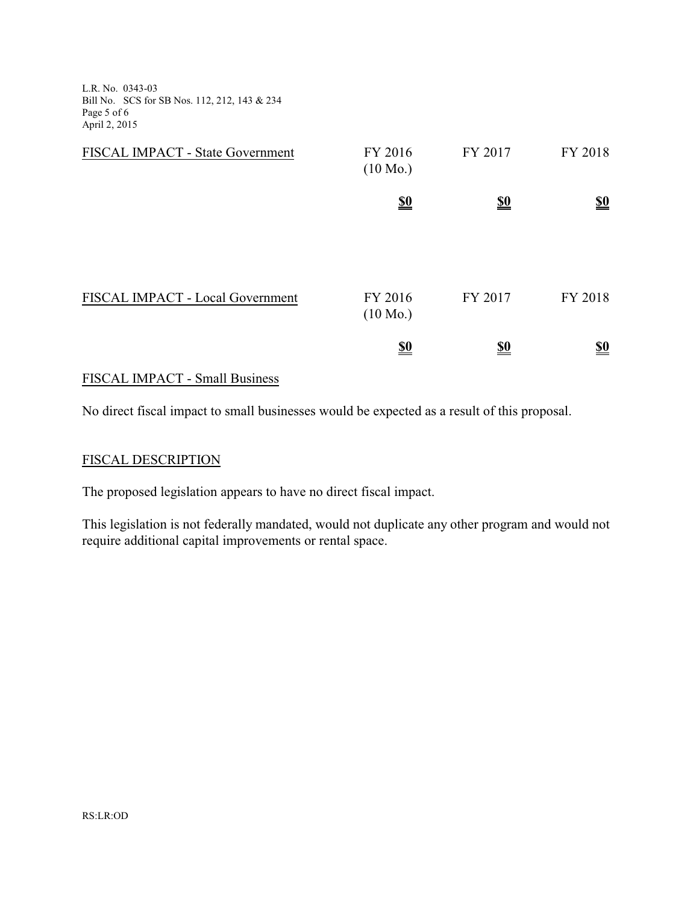| FISCAL IMPACT - State Government | FY 2016 (10 Mo.) | FY 2017 | FY 2018 |
|---|---|---|---|
| | **$0** | **$0** | **$0** |

| FISCAL IMPACT - Local Government | FY 2016 (10 Mo.) | FY 2017 | FY 2018 |
|---|---|---|---|
| | **$0** | **$0** | **$0** |

## FISCAL IMPACT - Small Business

No direct fiscal impact to small businesses would be expected as a result of this proposal.

## FISCAL DESCRIPTION

The proposed legislation appears to have no direct fiscal impact.

This legislation is not federally mandated, would not duplicate any other program and would not require additional capital improvements or rental space.

RS:LR:OD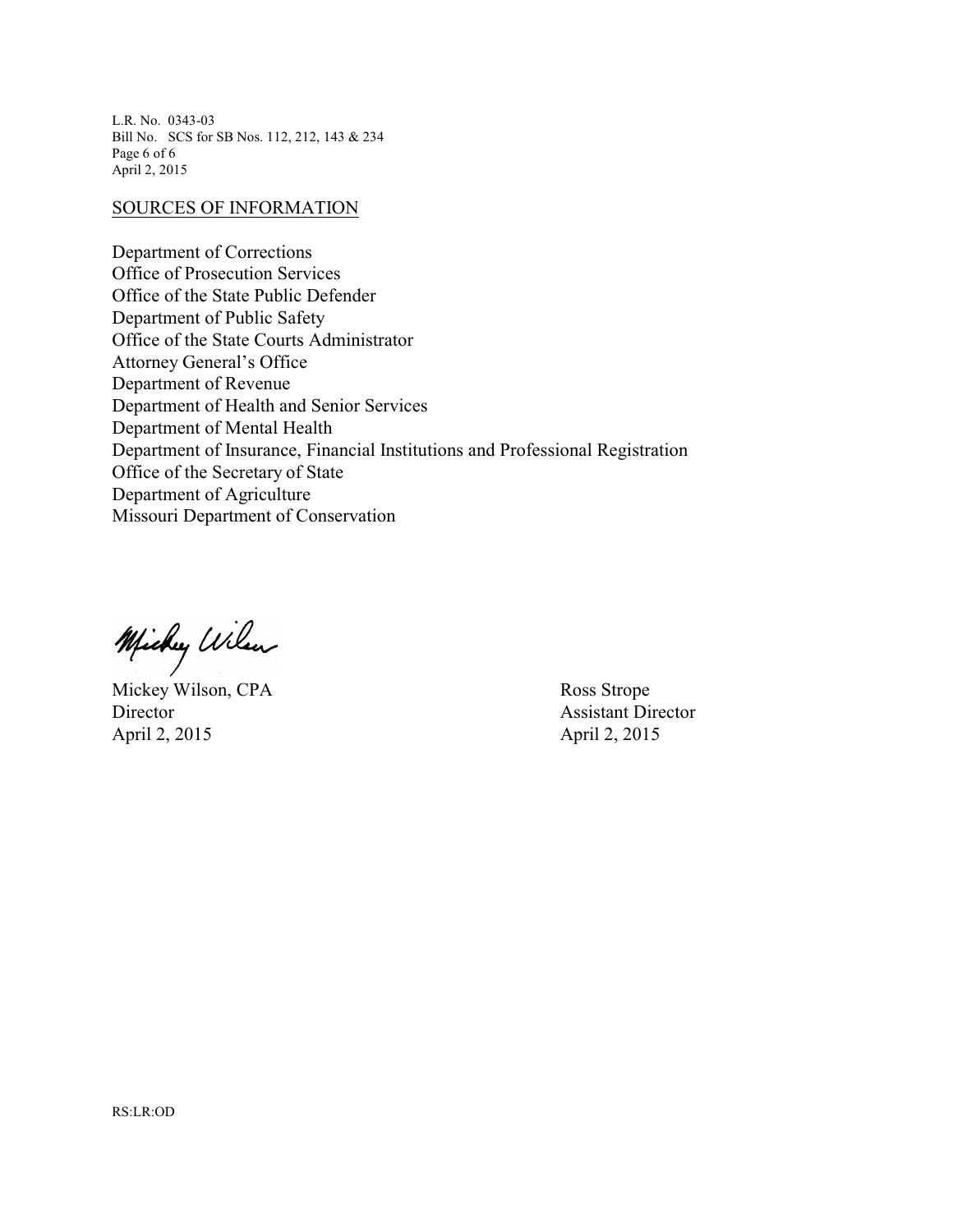## SOURCES OF INFORMATION

Department of Corrections
Office of Prosecution Services
Office of the State Public Defender
Department of Public Safety
Office of the State Courts Administrator
Attorney General's Office
Department of Revenue
Department of Health and Senior Services
Department of Mental Health
Department of Insurance, Financial Institutions and Professional Registration
Office of the Secretary of State
Department of Agriculture
Missouri Department of Conservation

Mickey Wilson, CPA
Director
April 2, 2015

Ross Strope
Assistant Director
April 2, 2015

RS:LR:OD